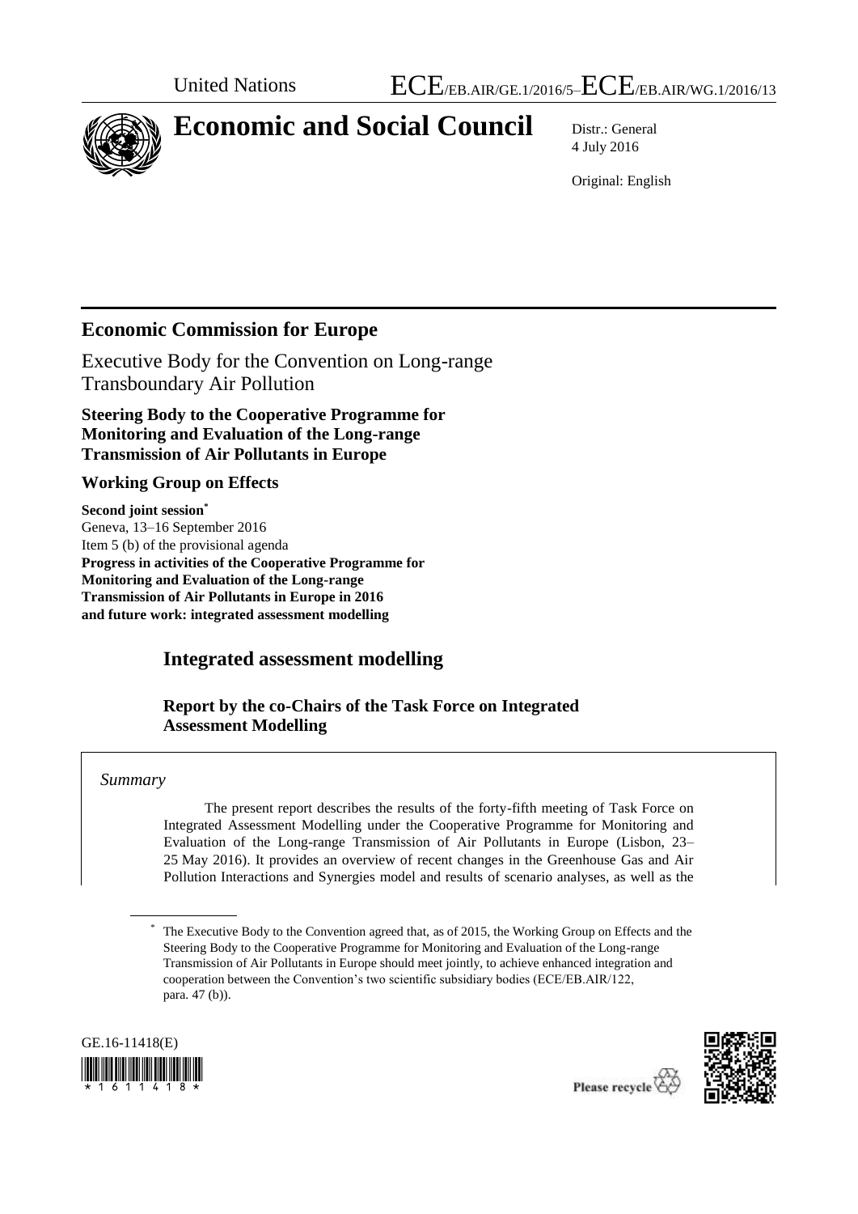United Nations ECE/EB.AIR/GE.1/2016/5–ECE/EB.AIR/WG.1/2016/13

# Economic and Social Council

Distr.: General
4 July 2016

Original: English

## Economic Commission for Europe

Executive Body for the Convention on Long-range Transboundary Air Pollution

**Steering Body to the Cooperative Programme for Monitoring and Evaluation of the Long-range Transmission of Air Pollutants in Europe**

**Working Group on Effects**

**Second joint session***
Geneva, 13–16 September 2016
Item 5 (b) of the provisional agenda
**Progress in activities of the Cooperative Programme for Monitoring and Evaluation of the Long-range Transmission of Air Pollutants in Europe in 2016 and future work: integrated assessment modelling**

## Integrated assessment modelling

### Report by the co-Chairs of the Task Force on Integrated Assessment Modelling

*Summary*

The present report describes the results of the forty-fifth meeting of Task Force on Integrated Assessment Modelling under the Cooperative Programme for Monitoring and Evaluation of the Long-range Transmission of Air Pollutants in Europe (Lisbon, 23–25 May 2016). It provides an overview of recent changes in the Greenhouse Gas and Air Pollution Interactions and Synergies model and results of scenario analyses, as well as the

\* The Executive Body to the Convention agreed that, as of 2015, the Working Group on Effects and the Steering Body to the Cooperative Programme for Monitoring and Evaluation of the Long-range Transmission of Air Pollutants in Europe should meet jointly, to achieve enhanced integration and cooperation between the Convention's two scientific subsidiary bodies (ECE/EB.AIR/122, para. 47 (b)).

GE.16-11418(E)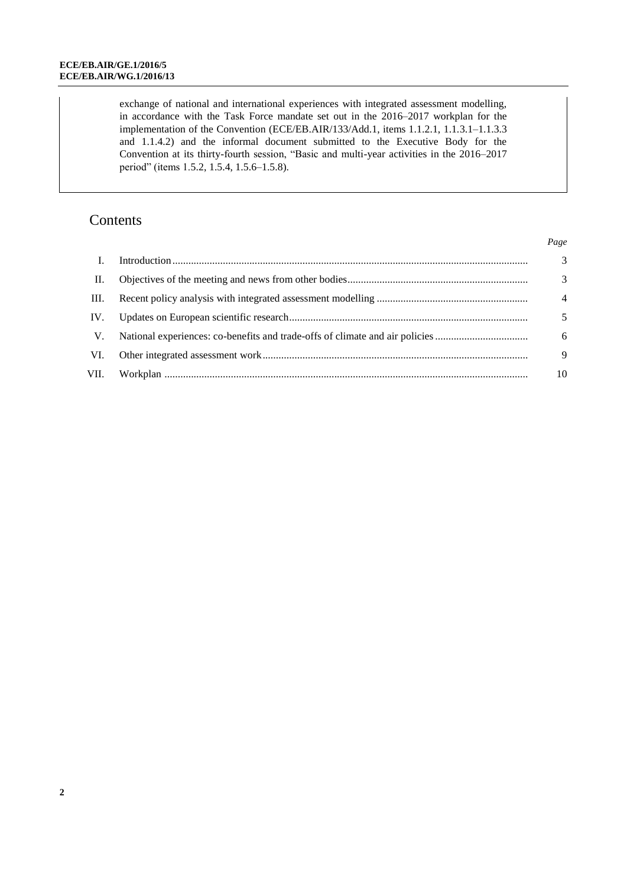exchange of national and international experiences with integrated assessment modelling, in accordance with the Task Force mandate set out in the 2016–2017 workplan for the implementation of the Convention (ECE/EB.AIR/133/Add.1, items 1.1.2.1, 1.1.3.1–1.1.3.3 and 1.1.4.2) and the informal document submitted to the Executive Body for the Convention at its thirty-fourth session, "Basic and multi-year activities in the 2016–2017 period" (items 1.5.2, 1.5.4, 1.5.6–1.5.8).

# Contents

| | | *Page* |
|---|---|---|
| I. | Introduction | 3 |
| II. | Objectives of the meeting and news from other bodies | 3 |
| III. | Recent policy analysis with integrated assessment modelling | 4 |
| IV. | Updates on European scientific research | 5 |
| V. | National experiences: co-benefits and trade-offs of climate and air policies | 6 |
| VI. | Other integrated assessment work | 9 |
| VII. | Workplan | 10 |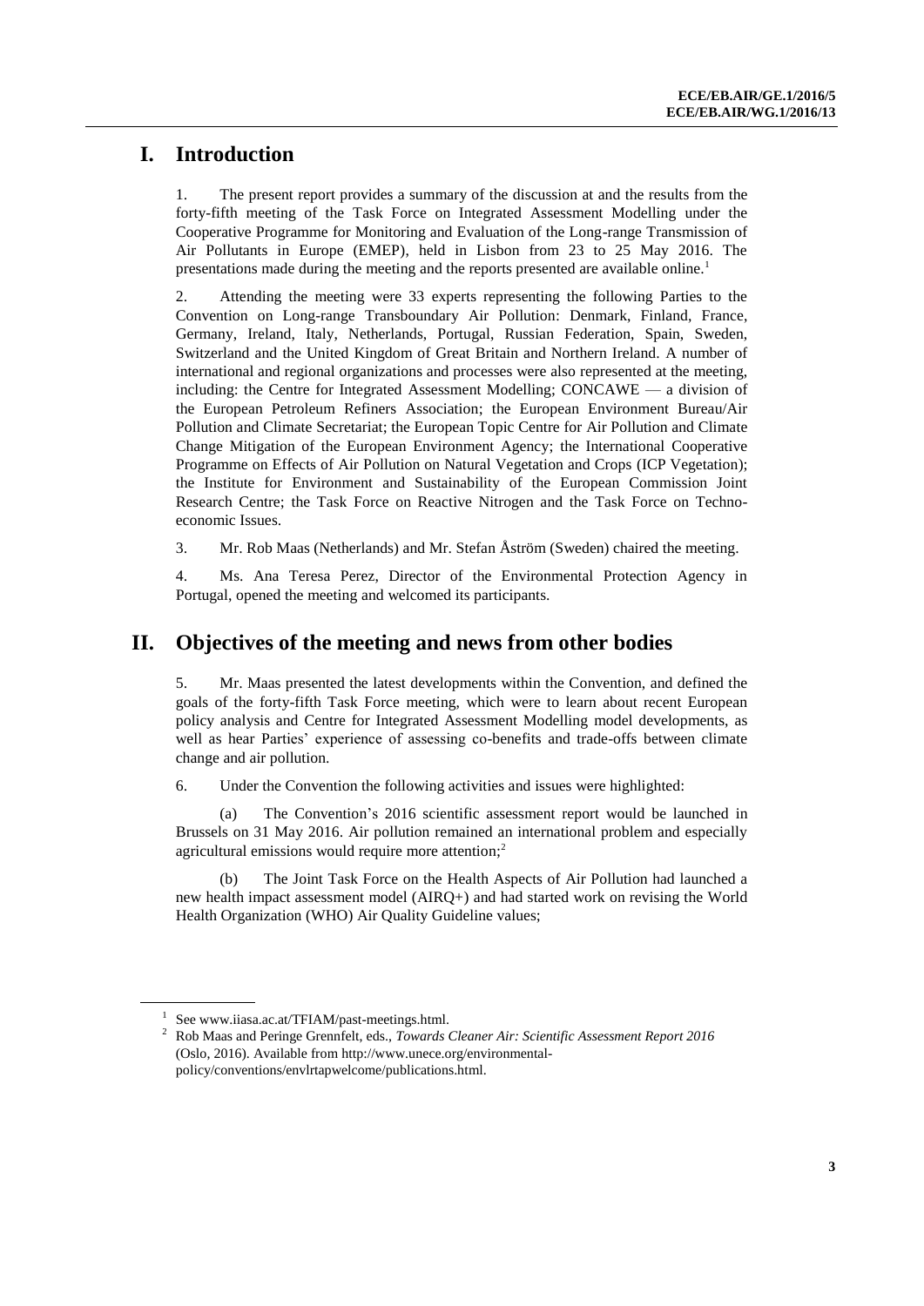# I. Introduction

1. The present report provides a summary of the discussion at and the results from the forty-fifth meeting of the Task Force on Integrated Assessment Modelling under the Cooperative Programme for Monitoring and Evaluation of the Long-range Transmission of Air Pollutants in Europe (EMEP), held in Lisbon from 23 to 25 May 2016. The presentations made during the meeting and the reports presented are available online.[1]

2. Attending the meeting were 33 experts representing the following Parties to the Convention on Long-range Transboundary Air Pollution: Denmark, Finland, France, Germany, Ireland, Italy, Netherlands, Portugal, Russian Federation, Spain, Sweden, Switzerland and the United Kingdom of Great Britain and Northern Ireland. A number of international and regional organizations and processes were also represented at the meeting, including: the Centre for Integrated Assessment Modelling; CONCAWE — a division of the European Petroleum Refiners Association; the European Environment Bureau/Air Pollution and Climate Secretariat; the European Topic Centre for Air Pollution and Climate Change Mitigation of the European Environment Agency; the International Cooperative Programme on Effects of Air Pollution on Natural Vegetation and Crops (ICP Vegetation); the Institute for Environment and Sustainability of the European Commission Joint Research Centre; the Task Force on Reactive Nitrogen and the Task Force on Techno-economic Issues.

3. Mr. Rob Maas (Netherlands) and Mr. Stefan Åström (Sweden) chaired the meeting.

4. Ms. Ana Teresa Perez, Director of the Environmental Protection Agency in Portugal, opened the meeting and welcomed its participants.

# II. Objectives of the meeting and news from other bodies

5. Mr. Maas presented the latest developments within the Convention, and defined the goals of the forty-fifth Task Force meeting, which were to learn about recent European policy analysis and Centre for Integrated Assessment Modelling model developments, as well as hear Parties' experience of assessing co-benefits and trade-offs between climate change and air pollution.

6. Under the Convention the following activities and issues were highlighted:

(a) The Convention's 2016 scientific assessment report would be launched in Brussels on 31 May 2016. Air pollution remained an international problem and especially agricultural emissions would require more attention;[2]

(b) The Joint Task Force on the Health Aspects of Air Pollution had launched a new health impact assessment model (AIRQ+) and had started work on revising the World Health Organization (WHO) Air Quality Guideline values;

---

[1] See www.iiasa.ac.at/TFIAM/past-meetings.html.

[2] Rob Maas and Peringe Grennfelt, eds., *Towards Cleaner Air: Scientific Assessment Report 2016* (Oslo, 2016). Available from http://www.unece.org/environmental-policy/conventions/envlrtapwelcome/publications.html.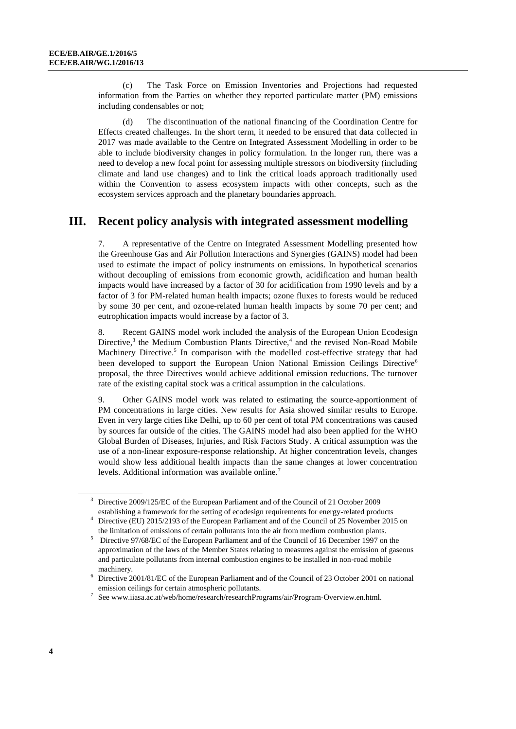(c) The Task Force on Emission Inventories and Projections had requested information from the Parties on whether they reported particulate matter (PM) emissions including condensables or not;

(d) The discontinuation of the national financing of the Coordination Centre for Effects created challenges. In the short term, it needed to be ensured that data collected in 2017 was made available to the Centre on Integrated Assessment Modelling in order to be able to include biodiversity changes in policy formulation. In the longer run, there was a need to develop a new focal point for assessing multiple stressors on biodiversity (including climate and land use changes) and to link the critical loads approach traditionally used within the Convention to assess ecosystem impacts with other concepts, such as the ecosystem services approach and the planetary boundaries approach.

## III. Recent policy analysis with integrated assessment modelling

7. A representative of the Centre on Integrated Assessment Modelling presented how the Greenhouse Gas and Air Pollution Interactions and Synergies (GAINS) model had been used to estimate the impact of policy instruments on emissions. In hypothetical scenarios without decoupling of emissions from economic growth, acidification and human health impacts would have increased by a factor of 30 for acidification from 1990 levels and by a factor of 3 for PM-related human health impacts; ozone fluxes to forests would be reduced by some 30 per cent, and ozone-related human health impacts by some 70 per cent; and eutrophication impacts would increase by a factor of 3.

8. Recent GAINS model work included the analysis of the European Union Ecodesign Directive,[3] the Medium Combustion Plants Directive,[4] and the revised Non-Road Mobile Machinery Directive.[5] In comparison with the modelled cost-effective strategy that had been developed to support the European Union National Emission Ceilings Directive[6] proposal, the three Directives would achieve additional emission reductions. The turnover rate of the existing capital stock was a critical assumption in the calculations.

9. Other GAINS model work was related to estimating the source-apportionment of PM concentrations in large cities. New results for Asia showed similar results to Europe. Even in very large cities like Delhi, up to 60 per cent of total PM concentrations was caused by sources far outside of the cities. The GAINS model had also been applied for the WHO Global Burden of Diseases, Injuries, and Risk Factors Study. A critical assumption was the use of a non-linear exposure-response relationship. At higher concentration levels, changes would show less additional health impacts than the same changes at lower concentration levels. Additional information was available online.[7]

---

[3] Directive 2009/125/EC of the European Parliament and of the Council of 21 October 2009 establishing a framework for the setting of ecodesign requirements for energy-related products

[4] Directive (EU) 2015/2193 of the European Parliament and of the Council of 25 November 2015 on the limitation of emissions of certain pollutants into the air from medium combustion plants.

[5] Directive 97/68/EC of the European Parliament and of the Council of 16 December 1997 on the approximation of the laws of the Member States relating to measures against the emission of gaseous and particulate pollutants from internal combustion engines to be installed in non-road mobile machinery.

[6] Directive 2001/81/EC of the European Parliament and of the Council of 23 October 2001 on national emission ceilings for certain atmospheric pollutants.

[7] See www.iiasa.ac.at/web/home/research/researchPrograms/air/Program-Overview.en.html.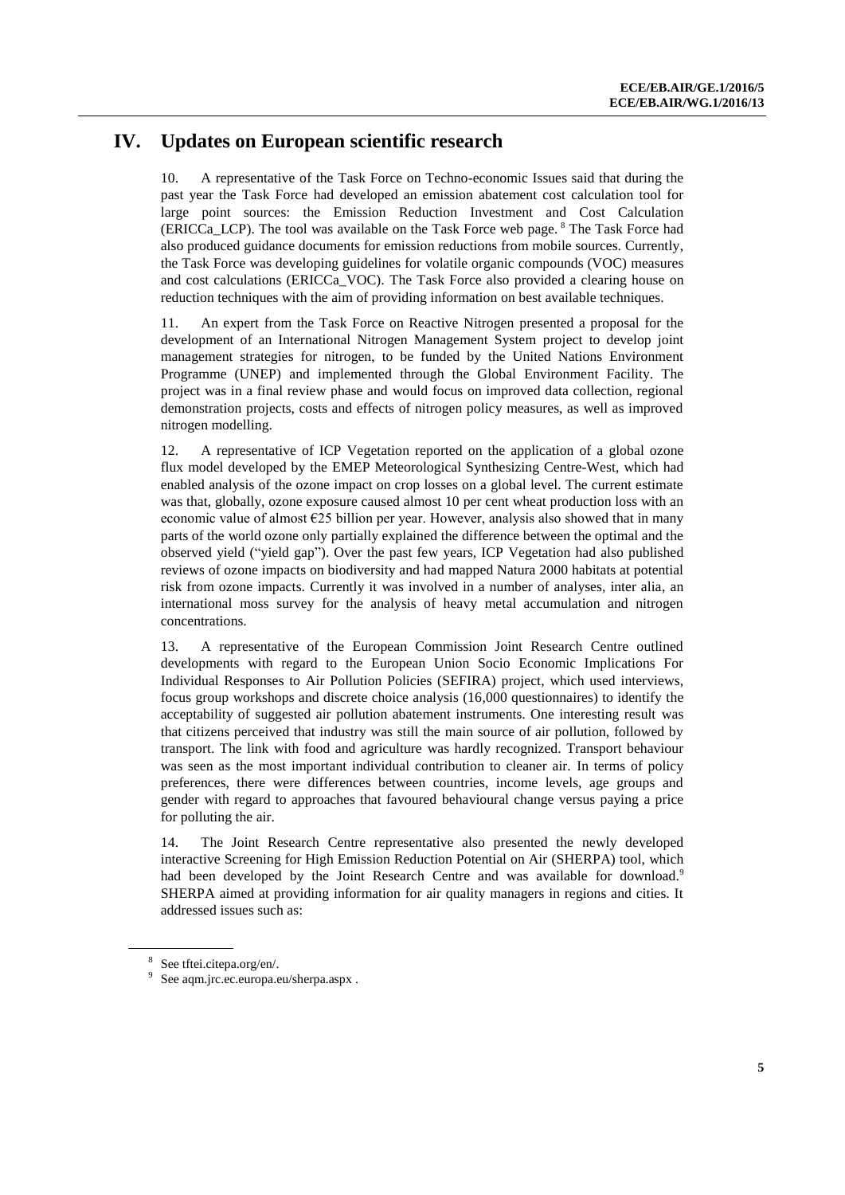# IV. Updates on European scientific research

10. A representative of the Task Force on Techno-economic Issues said that during the past year the Task Force had developed an emission abatement cost calculation tool for large point sources: the Emission Reduction Investment and Cost Calculation (ERICCa_LCP). The tool was available on the Task Force web page.[8] The Task Force had also produced guidance documents for emission reductions from mobile sources. Currently, the Task Force was developing guidelines for volatile organic compounds (VOC) measures and cost calculations (ERICCa_VOC). The Task Force also provided a clearing house on reduction techniques with the aim of providing information on best available techniques.

11. An expert from the Task Force on Reactive Nitrogen presented a proposal for the development of an International Nitrogen Management System project to develop joint management strategies for nitrogen, to be funded by the United Nations Environment Programme (UNEP) and implemented through the Global Environment Facility. The project was in a final review phase and would focus on improved data collection, regional demonstration projects, costs and effects of nitrogen policy measures, as well as improved nitrogen modelling.

12. A representative of ICP Vegetation reported on the application of a global ozone flux model developed by the EMEP Meteorological Synthesizing Centre-West, which had enabled analysis of the ozone impact on crop losses on a global level. The current estimate was that, globally, ozone exposure caused almost 10 per cent wheat production loss with an economic value of almost €25 billion per year. However, analysis also showed that in many parts of the world ozone only partially explained the difference between the optimal and the observed yield ("yield gap"). Over the past few years, ICP Vegetation had also published reviews of ozone impacts on biodiversity and had mapped Natura 2000 habitats at potential risk from ozone impacts. Currently it was involved in a number of analyses, *inter alia*, an international moss survey for the analysis of heavy metal accumulation and nitrogen concentrations.

13. A representative of the European Commission Joint Research Centre outlined developments with regard to the European Union Socio Economic Implications For Individual Responses to Air Pollution Policies (SEFIRA) project, which used interviews, focus group workshops and discrete choice analysis (16,000 questionnaires) to identify the acceptability of suggested air pollution abatement instruments. One interesting result was that citizens perceived that industry was still the main source of air pollution, followed by transport. The link with food and agriculture was hardly recognized. Transport behaviour was seen as the most important individual contribution to cleaner air. In terms of policy preferences, there were differences between countries, income levels, age groups and gender with regard to approaches that favoured behavioural change versus paying a price for polluting the air.

14. The Joint Research Centre representative also presented the newly developed interactive Screening for High Emission Reduction Potential on Air (SHERPA) tool, which had been developed by the Joint Research Centre and was available for download.[9] SHERPA aimed at providing information for air quality managers in regions and cities. It addressed issues such as:

---

[8] See tftei.citepa.org/en/.

[9] See aqm.jrc.ec.europa.eu/sherpa.aspx .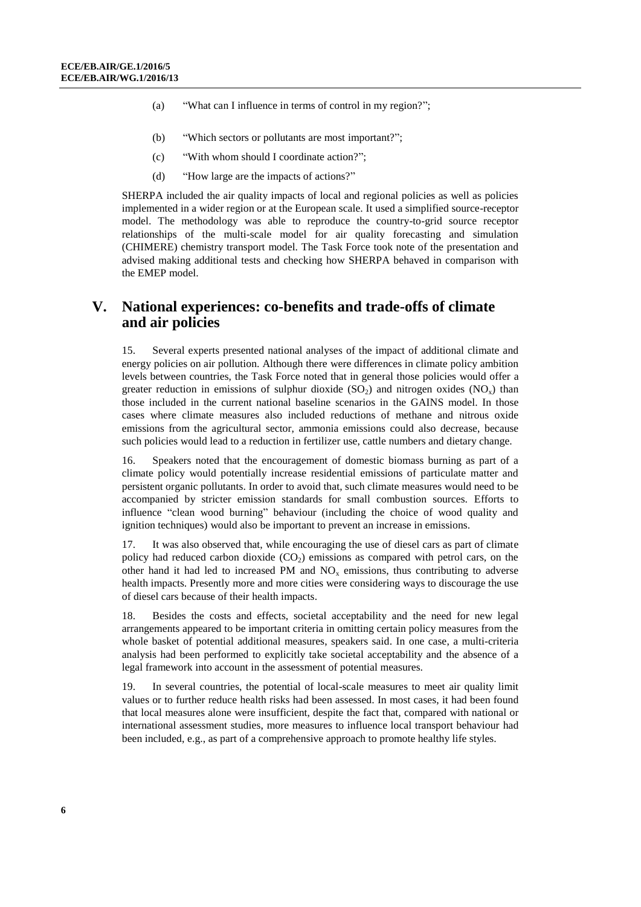(a) "What can I influence in terms of control in my region?";

(b) "Which sectors or pollutants are most important?";

(c) "With whom should I coordinate action?";

(d) "How large are the impacts of actions?"

SHERPA included the air quality impacts of local and regional policies as well as policies implemented in a wider region or at the European scale. It used a simplified source-receptor model. The methodology was able to reproduce the country-to-grid source receptor relationships of the multi-scale model for air quality forecasting and simulation (CHIMERE) chemistry transport model. The Task Force took note of the presentation and advised making additional tests and checking how SHERPA behaved in comparison with the EMEP model.

## V. National experiences: co-benefits and trade-offs of climate and air policies

15. Several experts presented national analyses of the impact of additional climate and energy policies on air pollution. Although there were differences in climate policy ambition levels between countries, the Task Force noted that in general those policies would offer a greater reduction in emissions of sulphur dioxide ($SO_2$) and nitrogen oxides ($NO_x$) than those included in the current national baseline scenarios in the GAINS model. In those cases where climate measures also included reductions of methane and nitrous oxide emissions from the agricultural sector, ammonia emissions could also decrease, because such policies would lead to a reduction in fertilizer use, cattle numbers and dietary change.

16. Speakers noted that the encouragement of domestic biomass burning as part of a climate policy would potentially increase residential emissions of particulate matter and persistent organic pollutants. In order to avoid that, such climate measures would need to be accompanied by stricter emission standards for small combustion sources. Efforts to influence "clean wood burning" behaviour (including the choice of wood quality and ignition techniques) would also be important to prevent an increase in emissions.

17. It was also observed that, while encouraging the use of diesel cars as part of climate policy had reduced carbon dioxide ($CO_2$) emissions as compared with petrol cars, on the other hand it had led to increased PM and $NO_x$ emissions, thus contributing to adverse health impacts. Presently more and more cities were considering ways to discourage the use of diesel cars because of their health impacts.

18. Besides the costs and effects, societal acceptability and the need for new legal arrangements appeared to be important criteria in omitting certain policy measures from the whole basket of potential additional measures, speakers said. In one case, a multi-criteria analysis had been performed to explicitly take societal acceptability and the absence of a legal framework into account in the assessment of potential measures.

19. In several countries, the potential of local-scale measures to meet air quality limit values or to further reduce health risks had been assessed. In most cases, it had been found that local measures alone were insufficient, despite the fact that, compared with national or international assessment studies, more measures to influence local transport behaviour had been included, e.g., as part of a comprehensive approach to promote healthy life styles.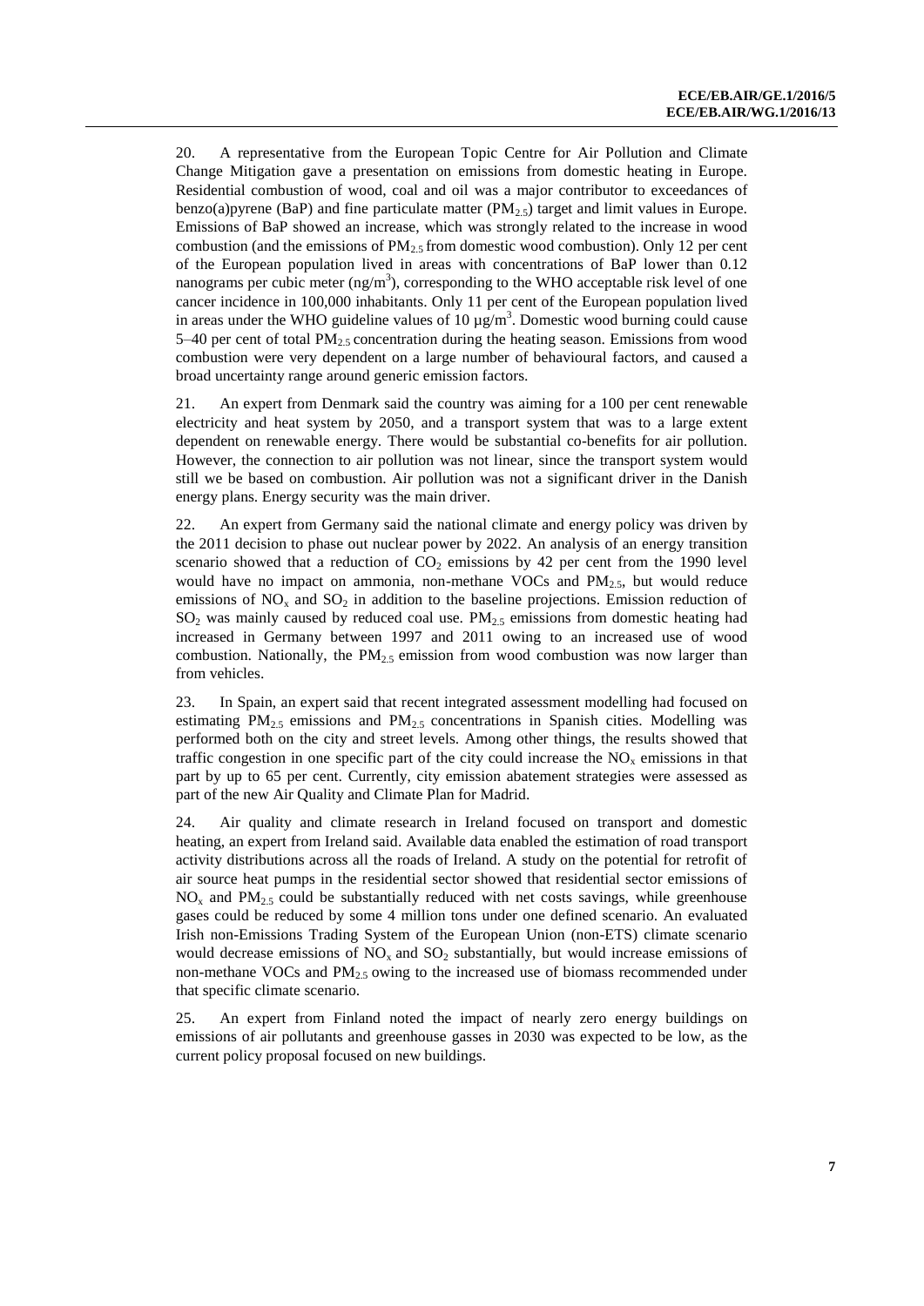20. A representative from the European Topic Centre for Air Pollution and Climate Change Mitigation gave a presentation on emissions from domestic heating in Europe. Residential combustion of wood, coal and oil was a major contributor to exceedances of benzo(a)pyrene (BaP) and fine particulate matter ($PM_{2.5}$) target and limit values in Europe. Emissions of BaP showed an increase, which was strongly related to the increase in wood combustion (and the emissions of $PM_{2.5}$ from domestic wood combustion). Only 12 per cent of the European population lived in areas with concentrations of BaP lower than 0.12 nanograms per cubic meter ($ng/m^3$), corresponding to the WHO acceptable risk level of one cancer incidence in 100,000 inhabitants. Only 11 per cent of the European population lived in areas under the WHO guideline values of 10 $\mu g/m^3$. Domestic wood burning could cause 5–40 per cent of total $PM_{2.5}$ concentration during the heating season. Emissions from wood combustion were very dependent on a large number of behavioural factors, and caused a broad uncertainty range around generic emission factors.

21. An expert from Denmark said the country was aiming for a 100 per cent renewable electricity and heat system by 2050, and a transport system that was to a large extent dependent on renewable energy. There would be substantial co-benefits for air pollution. However, the connection to air pollution was not linear, since the transport system would still we be based on combustion. Air pollution was not a significant driver in the Danish energy plans. Energy security was the main driver.

22. An expert from Germany said the national climate and energy policy was driven by the 2011 decision to phase out nuclear power by 2022. An analysis of an energy transition scenario showed that a reduction of $CO_2$ emissions by 42 per cent from the 1990 level would have no impact on ammonia, non-methane VOCs and $PM_{2.5}$, but would reduce emissions of $NO_x$ and $SO_2$ in addition to the baseline projections. Emission reduction of $SO_2$ was mainly caused by reduced coal use. $PM_{2.5}$ emissions from domestic heating had increased in Germany between 1997 and 2011 owing to an increased use of wood combustion. Nationally, the $PM_{2.5}$ emission from wood combustion was now larger than from vehicles.

23. In Spain, an expert said that recent integrated assessment modelling had focused on estimating $PM_{2.5}$ emissions and $PM_{2.5}$ concentrations in Spanish cities. Modelling was performed both on the city and street levels. Among other things, the results showed that traffic congestion in one specific part of the city could increase the $NO_x$ emissions in that part by up to 65 per cent. Currently, city emission abatement strategies were assessed as part of the new Air Quality and Climate Plan for Madrid.

24. Air quality and climate research in Ireland focused on transport and domestic heating, an expert from Ireland said. Available data enabled the estimation of road transport activity distributions across all the roads of Ireland. A study on the potential for retrofit of air source heat pumps in the residential sector showed that residential sector emissions of $NO_x$ and $PM_{2.5}$ could be substantially reduced with net costs savings, while greenhouse gases could be reduced by some 4 million tons under one defined scenario. An evaluated Irish non-Emissions Trading System of the European Union (non-ETS) climate scenario would decrease emissions of $NO_x$ and $SO_2$ substantially, but would increase emissions of non-methane VOCs and $PM_{2.5}$ owing to the increased use of biomass recommended under that specific climate scenario.

25. An expert from Finland noted the impact of nearly zero energy buildings on emissions of air pollutants and greenhouse gasses in 2030 was expected to be low, as the current policy proposal focused on new buildings.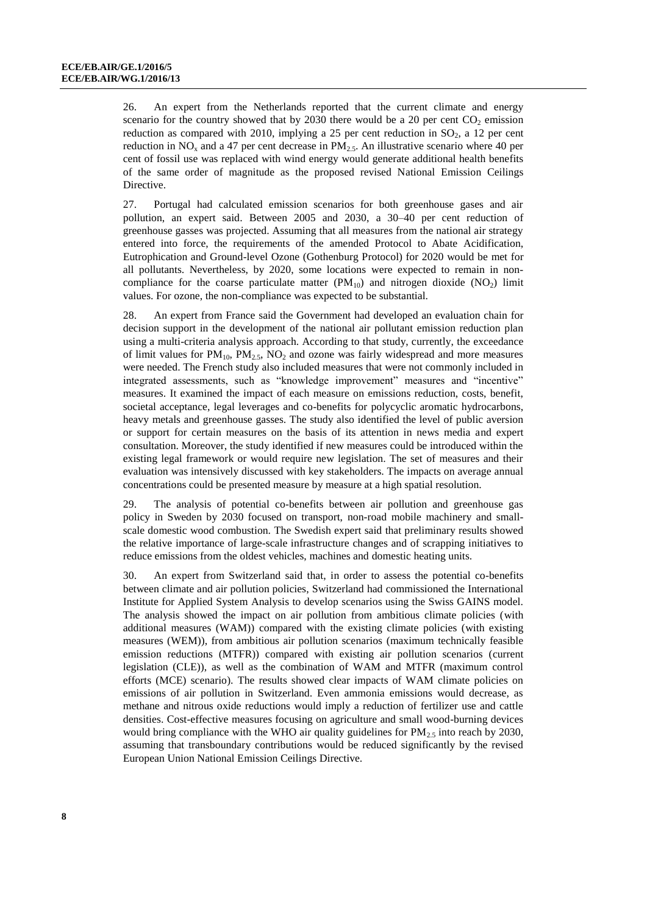26. An expert from the Netherlands reported that the current climate and energy scenario for the country showed that by 2030 there would be a 20 per cent $CO_2$ emission reduction as compared with 2010, implying a 25 per cent reduction in $SO_2$, a 12 per cent reduction in $NO_x$ and a 47 per cent decrease in $PM_{2.5}$. An illustrative scenario where 40 per cent of fossil use was replaced with wind energy would generate additional health benefits of the same order of magnitude as the proposed revised National Emission Ceilings Directive.

27. Portugal had calculated emission scenarios for both greenhouse gases and air pollution, an expert said. Between 2005 and 2030, a 30–40 per cent reduction of greenhouse gasses was projected. Assuming that all measures from the national air strategy entered into force, the requirements of the amended Protocol to Abate Acidification, Eutrophication and Ground-level Ozone (Gothenburg Protocol) for 2020 would be met for all pollutants. Nevertheless, by 2020, some locations were expected to remain in non-compliance for the coarse particulate matter ($PM_{10}$) and nitrogen dioxide ($NO_2$) limit values. For ozone, the non-compliance was expected to be substantial.

28. An expert from France said the Government had developed an evaluation chain for decision support in the development of the national air pollutant emission reduction plan using a multi-criteria analysis approach. According to that study, currently, the exceedance of limit values for $PM_{10}$, $PM_{2.5}$, $NO_2$ and ozone was fairly widespread and more measures were needed. The French study also included measures that were not commonly included in integrated assessments, such as "knowledge improvement" measures and "incentive" measures. It examined the impact of each measure on emissions reduction, costs, benefit, societal acceptance, legal leverages and co-benefits for polycyclic aromatic hydrocarbons, heavy metals and greenhouse gasses. The study also identified the level of public aversion or support for certain measures on the basis of its attention in news media and expert consultation. Moreover, the study identified if new measures could be introduced within the existing legal framework or would require new legislation. The set of measures and their evaluation was intensively discussed with key stakeholders. The impacts on average annual concentrations could be presented measure by measure at a high spatial resolution.

29. The analysis of potential co-benefits between air pollution and greenhouse gas policy in Sweden by 2030 focused on transport, non-road mobile machinery and small-scale domestic wood combustion. The Swedish expert said that preliminary results showed the relative importance of large-scale infrastructure changes and of scrapping initiatives to reduce emissions from the oldest vehicles, machines and domestic heating units.

30. An expert from Switzerland said that, in order to assess the potential co-benefits between climate and air pollution policies, Switzerland had commissioned the International Institute for Applied System Analysis to develop scenarios using the Swiss GAINS model. The analysis showed the impact on air pollution from ambitious climate policies (with additional measures (WAM)) compared with the existing climate policies (with existing measures (WEM)), from ambitious air pollution scenarios (maximum technically feasible emission reductions (MTFR)) compared with existing air pollution scenarios (current legislation (CLE)), as well as the combination of WAM and MTFR (maximum control efforts (MCE) scenario). The results showed clear impacts of WAM climate policies on emissions of air pollution in Switzerland. Even ammonia emissions would decrease, as methane and nitrous oxide reductions would imply a reduction of fertilizer use and cattle densities. Cost-effective measures focusing on agriculture and small wood-burning devices would bring compliance with the WHO air quality guidelines for $PM_{2.5}$ into reach by 2030, assuming that transboundary contributions would be reduced significantly by the revised European Union National Emission Ceilings Directive.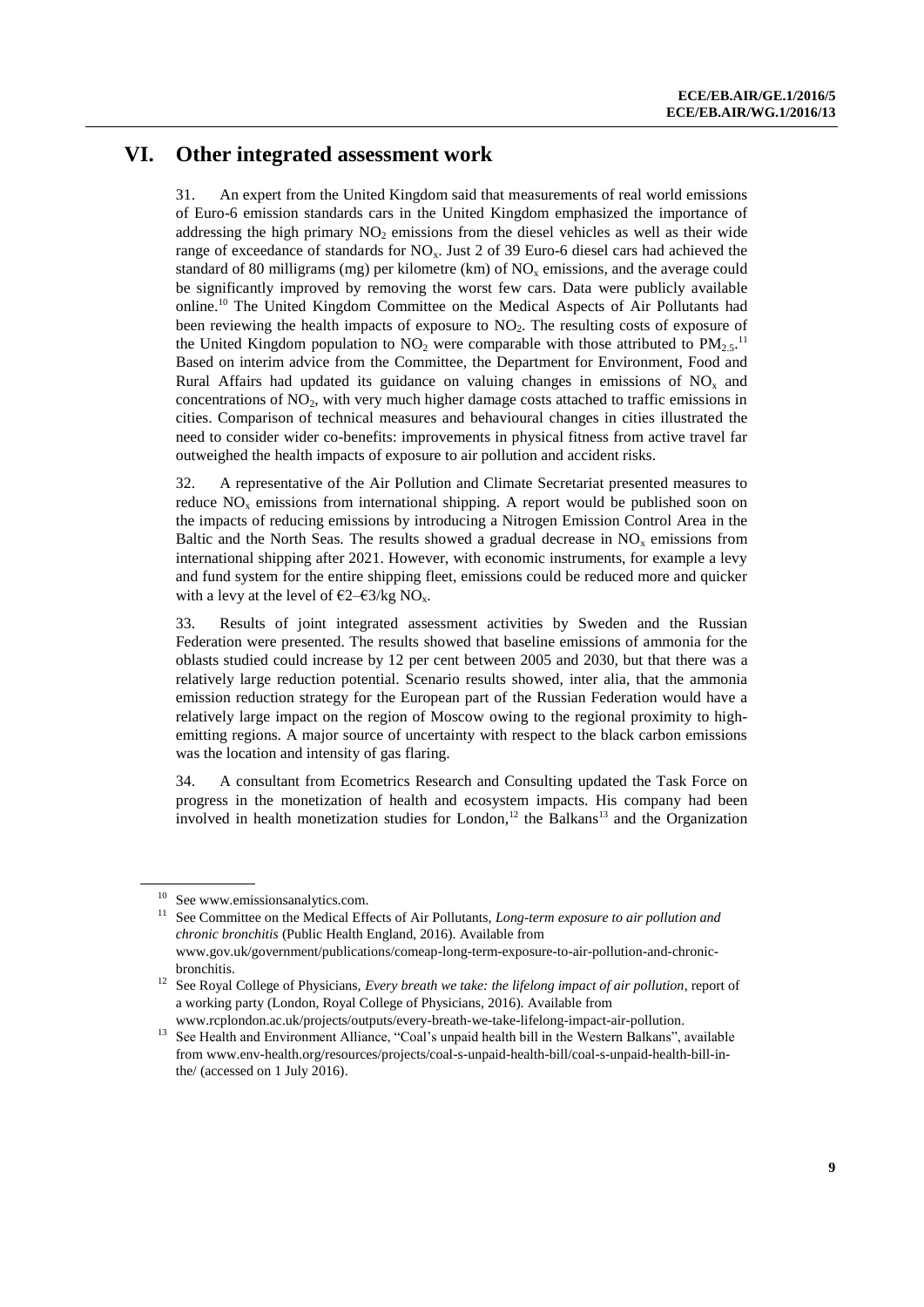## VI. Other integrated assessment work

31. An expert from the United Kingdom said that measurements of real world emissions of Euro-6 emission standards cars in the United Kingdom emphasized the importance of addressing the high primary $NO_2$ emissions from the diesel vehicles as well as their wide range of exceedance of standards for $NO_x$. Just 2 of 39 Euro-6 diesel cars had achieved the standard of 80 milligrams (mg) per kilometre (km) of $NO_x$ emissions, and the average could be significantly improved by removing the worst few cars. Data were publicly available online.[10] The United Kingdom Committee on the Medical Aspects of Air Pollutants had been reviewing the health impacts of exposure to $NO_2$. The resulting costs of exposure of the United Kingdom population to $NO_2$ were comparable with those attributed to $PM_{2.5}$.[11] Based on interim advice from the Committee, the Department for Environment, Food and Rural Affairs had updated its guidance on valuing changes in emissions of $NO_x$ and concentrations of $NO_2$, with very much higher damage costs attached to traffic emissions in cities. Comparison of technical measures and behavioural changes in cities illustrated the need to consider wider co-benefits: improvements in physical fitness from active travel far outweighed the health impacts of exposure to air pollution and accident risks.

32. A representative of the Air Pollution and Climate Secretariat presented measures to reduce $NO_x$ emissions from international shipping. A report would be published soon on the impacts of reducing emissions by introducing a Nitrogen Emission Control Area in the Baltic and the North Seas. The results showed a gradual decrease in $NO_x$ emissions from international shipping after 2021. However, with economic instruments, for example a levy and fund system for the entire shipping fleet, emissions could be reduced more and quicker with a levy at the level of €2–€3/kg $NO_x$.

33. Results of joint integrated assessment activities by Sweden and the Russian Federation were presented. The results showed that baseline emissions of ammonia for the oblasts studied could increase by 12 per cent between 2005 and 2030, but that there was a relatively large reduction potential. Scenario results showed, inter alia, that the ammonia emission reduction strategy for the European part of the Russian Federation would have a relatively large impact on the region of Moscow owing to the regional proximity to high-emitting regions. A major source of uncertainty with respect to the black carbon emissions was the location and intensity of gas flaring.

34. A consultant from Ecometrics Research and Consulting updated the Task Force on progress in the monetization of health and ecosystem impacts. His company had been involved in health monetization studies for London,[12] the Balkans[13] and the Organization

---

[10] See www.emissionsanalytics.com.

[11] See Committee on the Medical Effects of Air Pollutants, *Long-term exposure to air pollution and chronic bronchitis* (Public Health England, 2016). Available from www.gov.uk/government/publications/comeap-long-term-exposure-to-air-pollution-and-chronic-bronchitis.

[12] See Royal College of Physicians, *Every breath we take: the lifelong impact of air pollution*, report of a working party (London, Royal College of Physicians, 2016). Available from www.rcplondon.ac.uk/projects/outputs/every-breath-we-take-lifelong-impact-air-pollution.

[13] See Health and Environment Alliance, "Coal's unpaid health bill in the Western Balkans", available from www.env-health.org/resources/projects/coal-s-unpaid-health-bill/coal-s-unpaid-health-bill-in-the/ (accessed on 1 July 2016).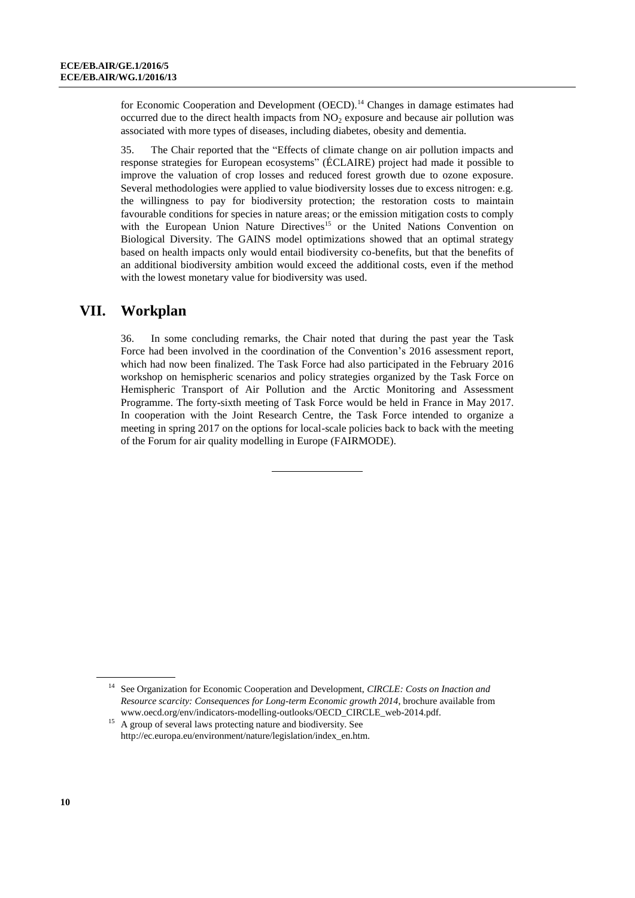for Economic Cooperation and Development (OECD).[14] Changes in damage estimates had occurred due to the direct health impacts from $NO_2$ exposure and because air pollution was associated with more types of diseases, including diabetes, obesity and dementia.

35. The Chair reported that the "Effects of climate change on air pollution impacts and response strategies for European ecosystems" (ÉCLAIRE) project had made it possible to improve the valuation of crop losses and reduced forest growth due to ozone exposure. Several methodologies were applied to value biodiversity losses due to excess nitrogen: e.g. the willingness to pay for biodiversity protection; the restoration costs to maintain favourable conditions for species in nature areas; or the emission mitigation costs to comply with the European Union Nature Directives[15] or the United Nations Convention on Biological Diversity. The GAINS model optimizations showed that an optimal strategy based on health impacts only would entail biodiversity co-benefits, but that the benefits of an additional biodiversity ambition would exceed the additional costs, even if the method with the lowest monetary value for biodiversity was used.

# VII. Workplan

36. In some concluding remarks, the Chair noted that during the past year the Task Force had been involved in the coordination of the Convention's 2016 assessment report, which had now been finalized. The Task Force had also participated in the February 2016 workshop on hemispheric scenarios and policy strategies organized by the Task Force on Hemispheric Transport of Air Pollution and the Arctic Monitoring and Assessment Programme. The forty-sixth meeting of Task Force would be held in France in May 2017. In cooperation with the Joint Research Centre, the Task Force intended to organize a meeting in spring 2017 on the options for local-scale policies back to back with the meeting of the Forum for air quality modelling in Europe (FAIRMODE).

---

[14] See Organization for Economic Cooperation and Development, *CIRCLE: Costs on Inaction and Resource scarcity: Consequences for Long-term Economic growth 2014*, brochure available from www.oecd.org/env/indicators-modelling-outlooks/OECD_CIRCLE_web-2014.pdf.

[15] A group of several laws protecting nature and biodiversity. See http://ec.europa.eu/environment/nature/legislation/index_en.htm.